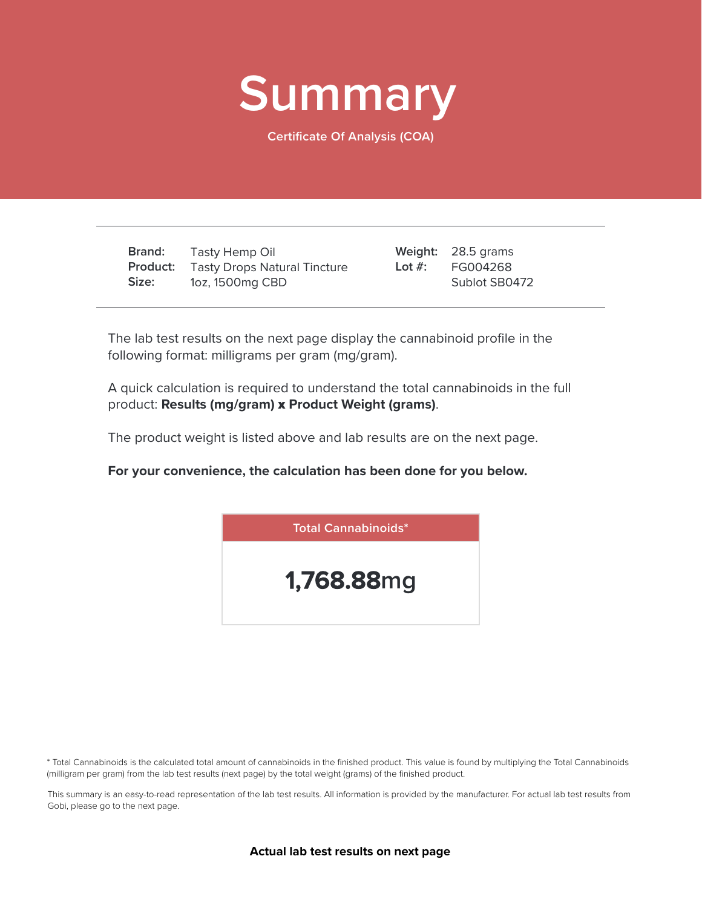# Summary

Certificate Of Analysis (COA)

| | | | |
|---|---|---|---|
| **Brand:** | Tasty Hemp Oil | **Weight:** | 28.5 grams |
| **Product:** | Tasty Drops Natural Tincture | **Lot #:** | FG004268 |
| **Size:** | 1oz, 1500mg CBD | | Sublot SB0472 |

The lab test results on the next page display the cannabinoid profile in the following format: milligrams per gram (mg/gram).

A quick calculation is required to understand the total cannabinoids in the full product: **Results (mg/gram) x Product Weight (grams)**.

The product weight is listed above and lab results are on the next page.

**For your convenience, the calculation has been done for you below.**

| Total Cannabinoids* |
|---|
| **1,768.88**mg |

* Total Cannabinoids is the calculated total amount of cannabinoids in the finished product. This value is found by multiplying the Total Cannabinoids (milligram per gram) from the lab test results (next page) by the total weight (grams) of the finished product.

This summary is an easy-to-read representation of the lab test results. All information is provided by the manufacturer. For actual lab test results from Gobi, please go to the next page.

**Actual lab test results on next page**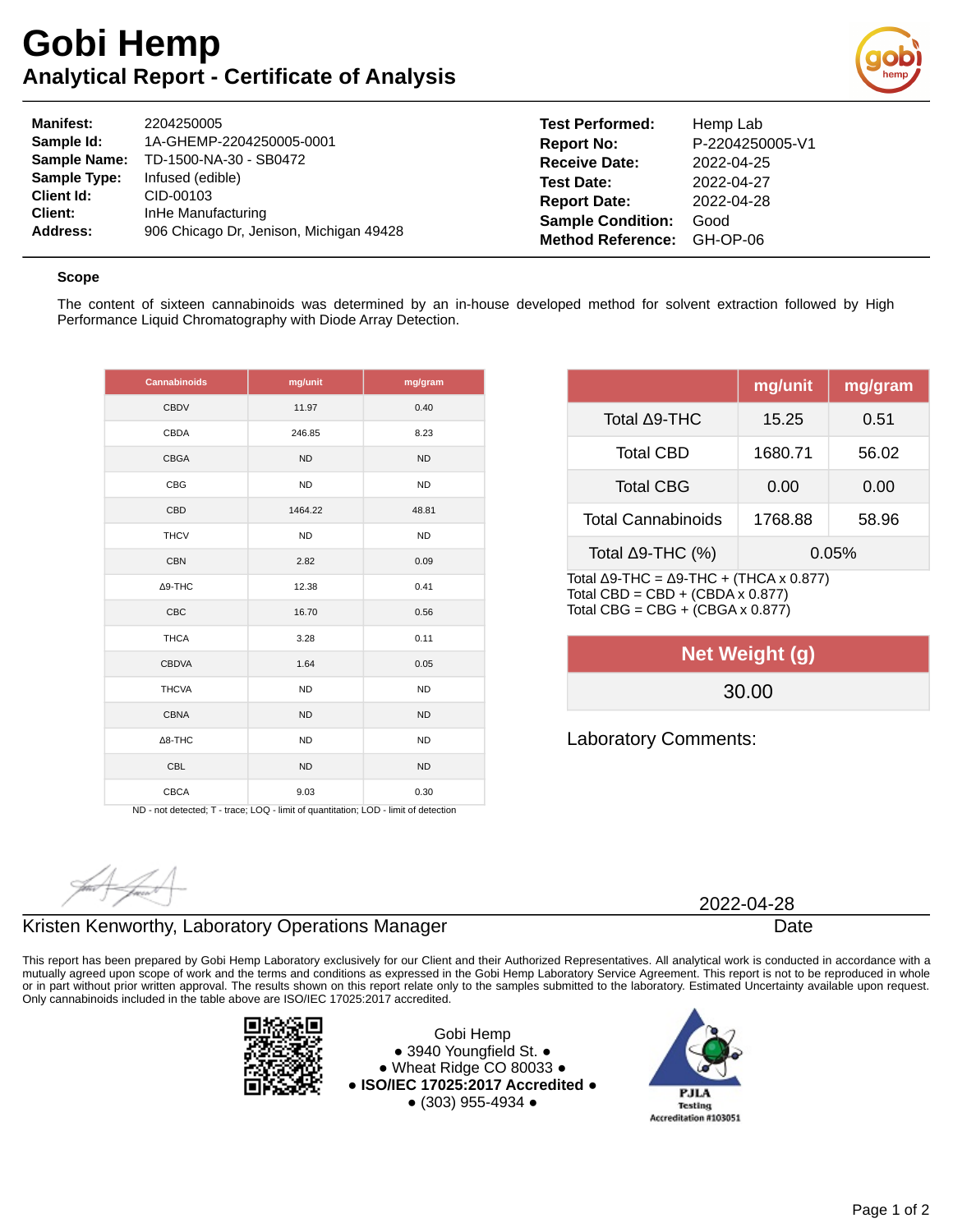# Gobi Hemp

## Analytical Report - Certificate of Analysis

| | |
|---|---|
| **Manifest:** | 2204250005 |
| **Sample Id:** | 1A-GHEMP-2204250005-0001 |
| **Sample Name:** | TD-1500-NA-30 - SB0472 |
| **Sample Type:** | Infused (edible) |
| **Client Id:** | CID-00103 |
| **Client:** | InHe Manufacturing |
| **Address:** | 906 Chicago Dr, Jenison, Michigan 49428 |

| | |
|---|---|
| **Test Performed:** | Hemp Lab |
| **Report No:** | P-2204250005-V1 |
| **Receive Date:** | 2022-04-25 |
| **Test Date:** | 2022-04-27 |
| **Report Date:** | 2022-04-28 |
| **Sample Condition:** | Good |
| **Method Reference:** | GH-OP-06 |

### Scope

The content of sixteen cannabinoids was determined by an in-house developed method for solvent extraction followed by High Performance Liquid Chromatography with Diode Array Detection.

| Cannabinoids | mg/unit | mg/gram |
|---|---|---|
| CBDV | 11.97 | 0.40 |
| CBDA | 246.85 | 8.23 |
| CBGA | ND | ND |
| CBG | ND | ND |
| CBD | 1464.22 | 48.81 |
| THCV | ND | ND |
| CBN | 2.82 | 0.09 |
| Δ9-THC | 12.38 | 0.41 |
| CBC | 16.70 | 0.56 |
| THCA | 3.28 | 0.11 |
| CBDVA | 1.64 | 0.05 |
| THCVA | ND | ND |
| CBNA | ND | ND |
| Δ8-THC | ND | ND |
| CBL | ND | ND |
| CBCA | 9.03 | 0.30 |

ND - not detected; T - trace; LOQ - limit of quantitation; LOD - limit of detection

| | mg/unit | mg/gram |
|---|---|---|
| Total Δ9-THC | 15.25 | 0.51 |
| Total CBD | 1680.71 | 56.02 |
| Total CBG | 0.00 | 0.00 |
| Total Cannabinoids | 1768.88 | 58.96 |
| Total Δ9-THC (%) | 0.05% | |

Total Δ9-THC = Δ9-THC + (THCA x 0.877)
Total CBD = CBD + (CBDA x 0.877)
Total CBG = CBG + (CBGA x 0.877)

| Net Weight (g) |
|---|
| 30.00 |

Laboratory Comments:

Kristen Kenworthy, Laboratory Operations Manager

2022-04-28
Date

This report has been prepared by Gobi Hemp Laboratory exclusively for our Client and their Authorized Representatives. All analytical work is conducted in accordance with a mutually agreed upon scope of work and the terms and conditions as expressed in the Gobi Hemp Laboratory Service Agreement. This report is not to be reproduced in whole or in part without prior written approval. The results shown on this report relate only to the samples submitted to the laboratory. Estimated Uncertainty available upon request. Only cannabinoids included in the table above are ISO/IEC 17025:2017 accredited.

Gobi Hemp
• 3940 Youngfield St. •
• Wheat Ridge CO 80033 •
**• ISO/IEC 17025:2017 Accredited •**
• (303) 955-4934 •

PJLA
Testing
Accreditation #103051